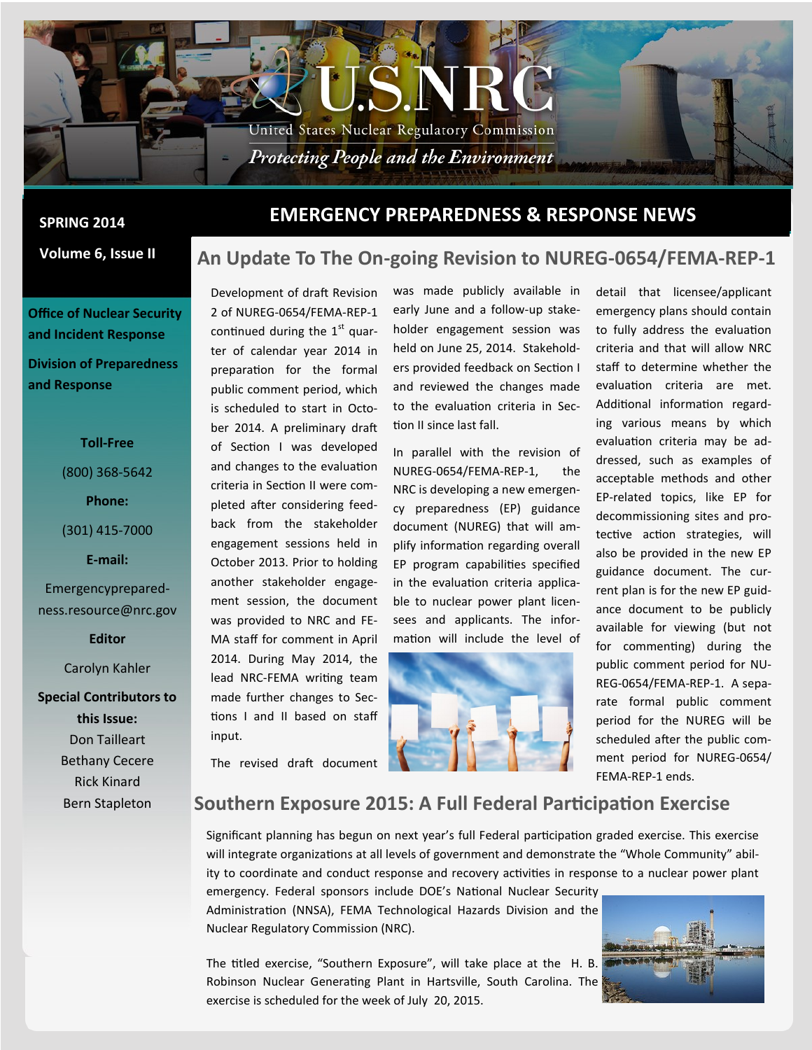U.S.NRC

United States Nuclear Regulatory Commission

*Protecting People and the Environment*

**SPRING 2014**

**Volume 6, Issue II**

# EMERGENCY PREPAREDNESS & RESPONSE NEWS

**Office of Nuclear Security and Incident Response**

**Division of Preparedness and Response**

**Toll-Free**

(800) 368-5642

**Phone:**

(301) 415-7000

**E-mail:**

Emergencypreparedness.resource@nrc.gov

**Editor**

Carolyn Kahler

**Special Contributors to this Issue:**

Don Tailleart
Bethany Cecere
Rick Kinard
Bern Stapleton

## An Update To The On-going Revision to NUREG-0654/FEMA-REP-1

Development of draft Revision 2 of NUREG-0654/FEMA-REP-1 continued during the 1st quarter of calendar year 2014 in preparation for the formal public comment period, which is scheduled to start in October 2014. A preliminary draft of Section I was developed and changes to the evaluation criteria in Section II were completed after considering feedback from the stakeholder engagement sessions held in October 2013. Prior to holding another stakeholder engagement session, the document was provided to NRC and FEMA staff for comment in April 2014. During May 2014, the lead NRC-FEMA writing team made further changes to Sections I and II based on staff input.

The revised draft document was made publicly available in early June and a follow-up stakeholder engagement session was held on June 25, 2014. Stakeholders provided feedback on Section I and reviewed the changes made to the evaluation criteria in Section II since last fall.

In parallel with the revision of NUREG-0654/FEMA-REP-1, the NRC is developing a new emergency preparedness (EP) guidance document (NUREG) that will amplify information regarding overall EP program capabilities specified in the evaluation criteria applicable to nuclear power plant licensees and applicants. The information will include the level of detail that licensee/applicant emergency plans should contain to fully address the evaluation criteria and that will allow NRC staff to determine whether the evaluation criteria are met. Additional information regarding various means by which evaluation criteria may be addressed, such as examples of acceptable methods and other EP-related topics, like EP for decommissioning sites and protective action strategies, will also be provided in the new EP guidance document. The current plan is for the new EP guidance document to be publicly available for viewing (but not for commenting) during the public comment period for NUREG-0654/FEMA-REP-1. A separate formal public comment period for the NUREG will be scheduled after the public comment period for NUREG-0654/FEMA-REP-1 ends.

## Southern Exposure 2015: A Full Federal Participation Exercise

Significant planning has begun on next year's full Federal participation graded exercise. This exercise will integrate organizations at all levels of government and demonstrate the "Whole Community" ability to coordinate and conduct response and recovery activities in response to a nuclear power plant emergency. Federal sponsors include DOE's National Nuclear Security Administration (NNSA), FEMA Technological Hazards Division and the Nuclear Regulatory Commission (NRC).

The titled exercise, "Southern Exposure", will take place at the H. B. Robinson Nuclear Generating Plant in Hartsville, South Carolina. The exercise is scheduled for the week of July 20, 2015.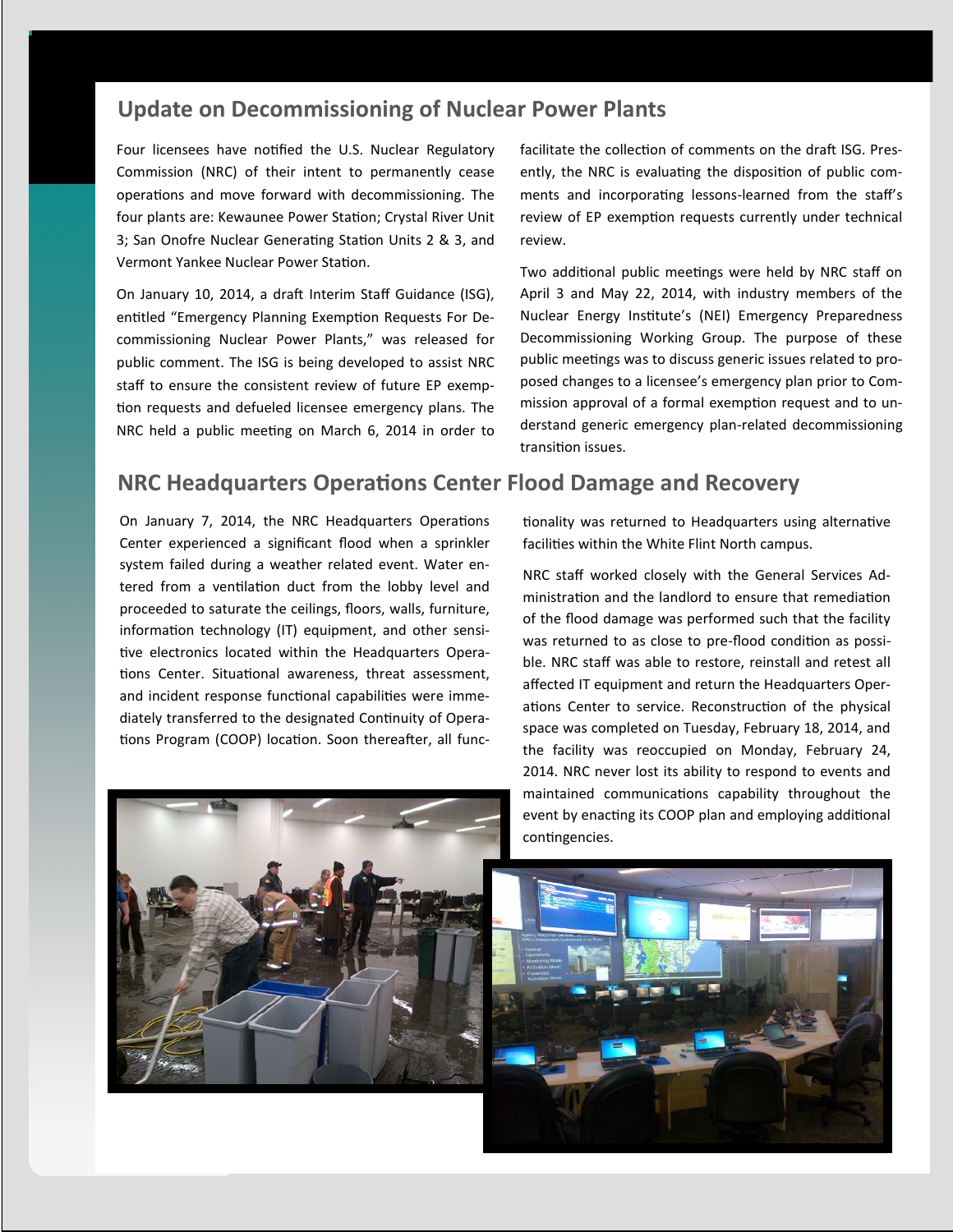## Update on Decommissioning of Nuclear Power Plants

Four licensees have notified the U.S. Nuclear Regulatory Commission (NRC) of their intent to permanently cease operations and move forward with decommissioning. The four plants are: Kewaunee Power Station; Crystal River Unit 3; San Onofre Nuclear Generating Station Units 2 & 3, and Vermont Yankee Nuclear Power Station.

On January 10, 2014, a draft Interim Staff Guidance (ISG), entitled "Emergency Planning Exemption Requests For Decommissioning Nuclear Power Plants," was released for public comment. The ISG is being developed to assist NRC staff to ensure the consistent review of future EP exemption requests and defueled licensee emergency plans. The NRC held a public meeting on March 6, 2014 in order to facilitate the collection of comments on the draft ISG. Presently, the NRC is evaluating the disposition of public comments and incorporating lessons-learned from the staff's review of EP exemption requests currently under technical review.

Two additional public meetings were held by NRC staff on April 3 and May 22, 2014, with industry members of the Nuclear Energy Institute's (NEI) Emergency Preparedness Decommissioning Working Group. The purpose of these public meetings was to discuss generic issues related to proposed changes to a licensee's emergency plan prior to Commission approval of a formal exemption request and to understand generic emergency plan-related decommissioning transition issues.

## NRC Headquarters Operations Center Flood Damage and Recovery

On January 7, 2014, the NRC Headquarters Operations Center experienced a significant flood when a sprinkler system failed during a weather related event. Water entered from a ventilation duct from the lobby level and proceeded to saturate the ceilings, floors, walls, furniture, information technology (IT) equipment, and other sensitive electronics located within the Headquarters Operations Center. Situational awareness, threat assessment, and incident response functional capabilities were immediately transferred to the designated Continuity of Operations Program (COOP) location. Soon thereafter, all functionality was returned to Headquarters using alternative facilities within the White Flint North campus.

NRC staff worked closely with the General Services Administration and the landlord to ensure that remediation of the flood damage was performed such that the facility was returned to as close to pre-flood condition as possible. NRC staff was able to restore, reinstall and retest all affected IT equipment and return the Headquarters Operations Center to service. Reconstruction of the physical space was completed on Tuesday, February 18, 2014, and the facility was reoccupied on Monday, February 24, 2014. NRC never lost its ability to respond to events and maintained communications capability throughout the event by enacting its COOP plan and employing additional contingencies.